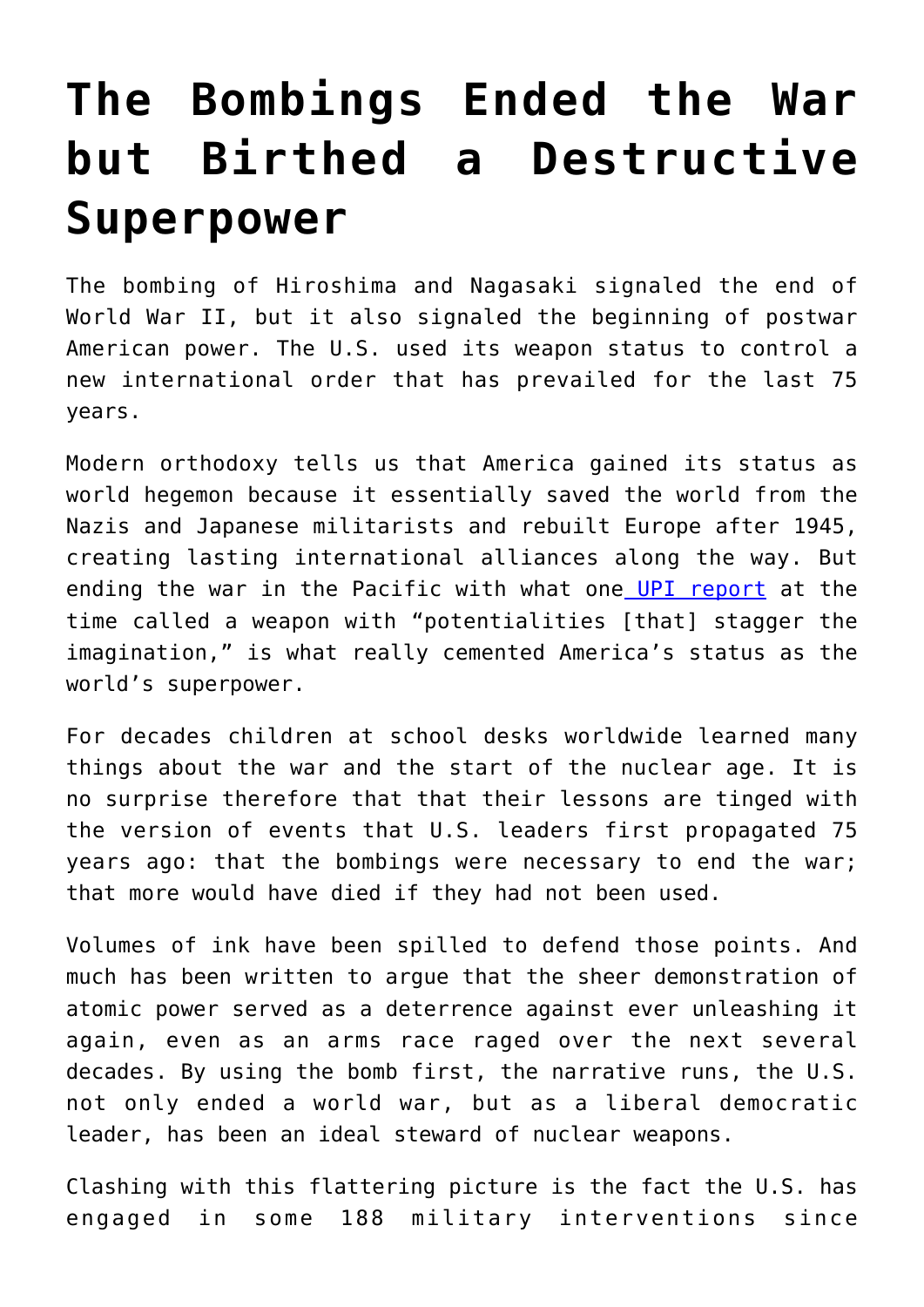# The Bombings Ended the War but Birthed a Destructive Superpower

The bombing of Hiroshima and Nagasaki signaled the end of World War II, but it also signaled the beginning of postwar American power. The U.S. used its weapon status to control a new international order that has prevailed for the last 75 years.

Modern orthodoxy tells us that America gained its status as world hegemon because it essentially saved the world from the Nazis and Japanese militarists and rebuilt Europe after 1945, creating lasting international alliances along the way. But ending the war in the Pacific with what one UPI report at the time called a weapon with "potentialities [that] stagger the imagination," is what really cemented America's status as the world's superpower.

For decades children at school desks worldwide learned many things about the war and the start of the nuclear age. It is no surprise therefore that that their lessons are tinged with the version of events that U.S. leaders first propagated 75 years ago: that the bombings were necessary to end the war; that more would have died if they had not been used.

Volumes of ink have been spilled to defend those points. And much has been written to argue that the sheer demonstration of atomic power served as a deterrence against ever unleashing it again, even as an arms race raged over the next several decades. By using the bomb first, the narrative runs, the U.S. not only ended a world war, but as a liberal democratic leader, has been an ideal steward of nuclear weapons.

Clashing with this flattering picture is the fact the U.S. has engaged in some 188 military interventions since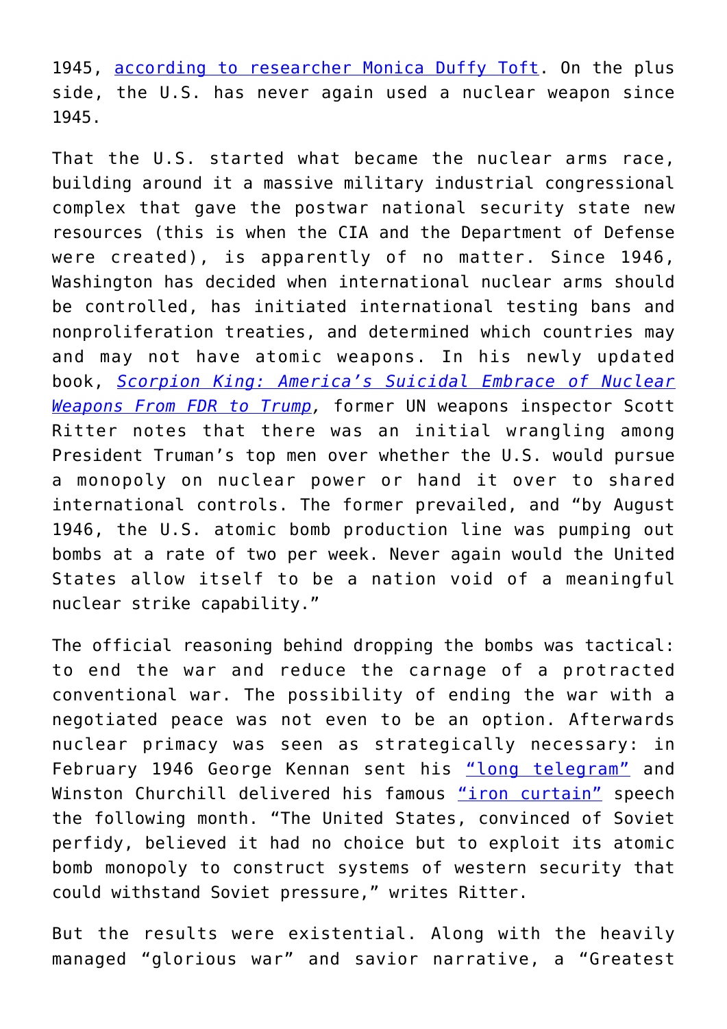1945, [according to researcher Monica Duffy Toft](). On the plus side, the U.S. has never again used a nuclear weapon since 1945.

That the U.S. started what became the nuclear arms race, building around it a massive military industrial congressional complex that gave the postwar national security state new resources (this is when the CIA and the Department of Defense were created), is apparently of no matter. Since 1946, Washington has decided when international nuclear arms should be controlled, has initiated international testing bans and nonproliferation treaties, and determined which countries may and may not have atomic weapons. In his newly updated book, *[Scorpion King: America's Suicidal Embrace of Nuclear Weapons From FDR to Trump]()*, former UN weapons inspector Scott Ritter notes that there was an initial wrangling among President Truman's top men over whether the U.S. would pursue a monopoly on nuclear power or hand it over to shared international controls. The former prevailed, and "by August 1946, the U.S. atomic bomb production line was pumping out bombs at a rate of two per week. Never again would the United States allow itself to be a nation void of a meaningful nuclear strike capability."

The official reasoning behind dropping the bombs was tactical: to end the war and reduce the carnage of a protracted conventional war. The possibility of ending the war with a negotiated peace was not even to be an option. Afterwards nuclear primacy was seen as strategically necessary: in February 1946 George Kennan sent his ["long telegram"]() and Winston Churchill delivered his famous ["iron curtain"]() speech the following month. "The United States, convinced of Soviet perfidy, believed it had no choice but to exploit its atomic bomb monopoly to construct systems of western security that could withstand Soviet pressure," writes Ritter.

But the results were existential. Along with the heavily managed "glorious war" and savior narrative, a "Greatest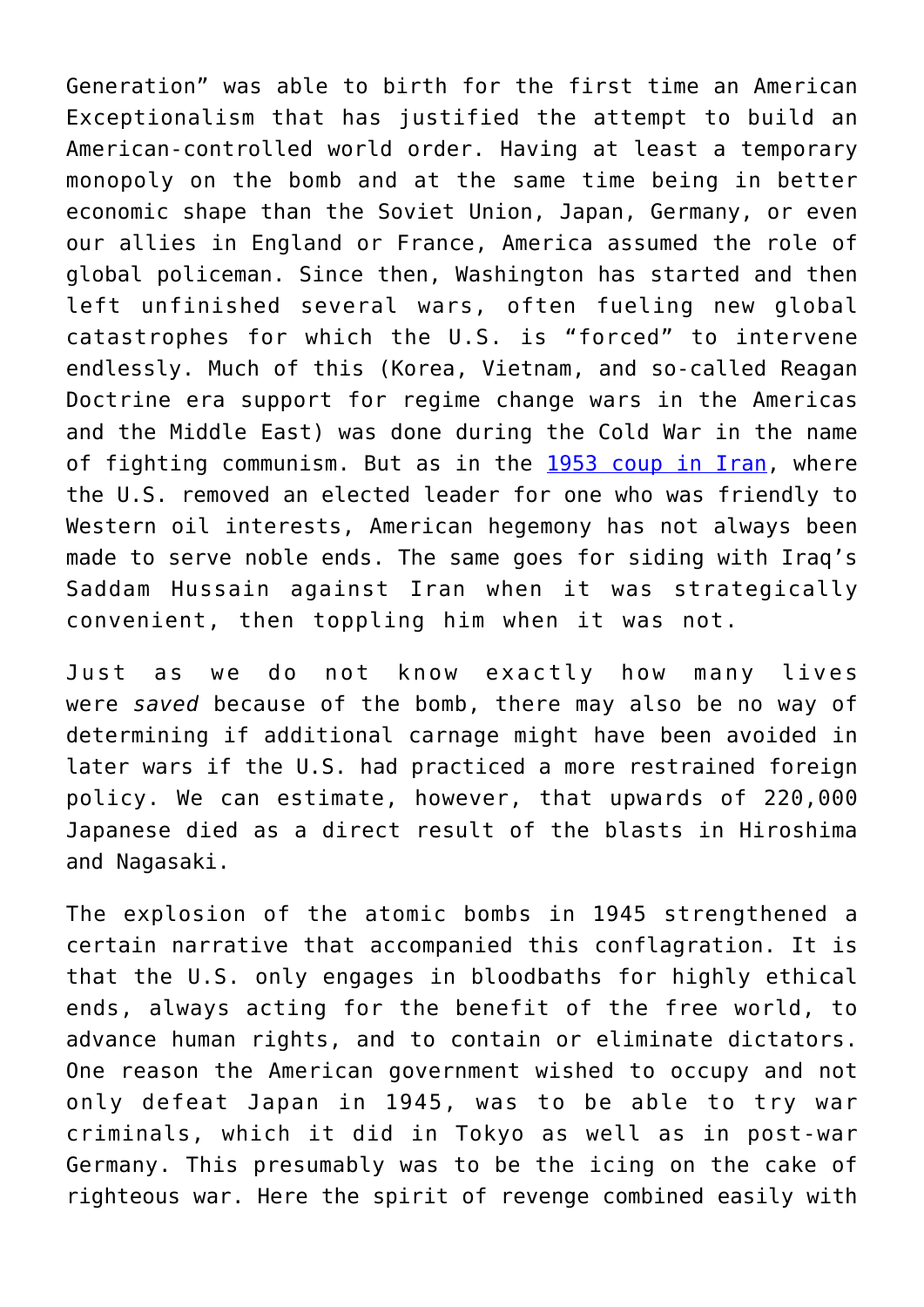Generation" was able to birth for the first time an American Exceptionalism that has justified the attempt to build an American-controlled world order. Having at least a temporary monopoly on the bomb and at the same time being in better economic shape than the Soviet Union, Japan, Germany, or even our allies in England or France, America assumed the role of global policeman. Since then, Washington has started and then left unfinished several wars, often fueling new global catastrophes for which the U.S. is "forced" to intervene endlessly. Much of this (Korea, Vietnam, and so-called Reagan Doctrine era support for regime change wars in the Americas and the Middle East) was done during the Cold War in the name of fighting communism. But as in the 1953 coup in Iran, where the U.S. removed an elected leader for one who was friendly to Western oil interests, American hegemony has not always been made to serve noble ends. The same goes for siding with Iraq's Saddam Hussain against Iran when it was strategically convenient, then toppling him when it was not.

Just as we do not know exactly how many lives were *saved* because of the bomb, there may also be no way of determining if additional carnage might have been avoided in later wars if the U.S. had practiced a more restrained foreign policy. We can estimate, however, that upwards of 220,000 Japanese died as a direct result of the blasts in Hiroshima and Nagasaki.

The explosion of the atomic bombs in 1945 strengthened a certain narrative that accompanied this conflagration. It is that the U.S. only engages in bloodbaths for highly ethical ends, always acting for the benefit of the free world, to advance human rights, and to contain or eliminate dictators. One reason the American government wished to occupy and not only defeat Japan in 1945, was to be able to try war criminals, which it did in Tokyo as well as in post-war Germany. This presumably was to be the icing on the cake of righteous war. Here the spirit of revenge combined easily with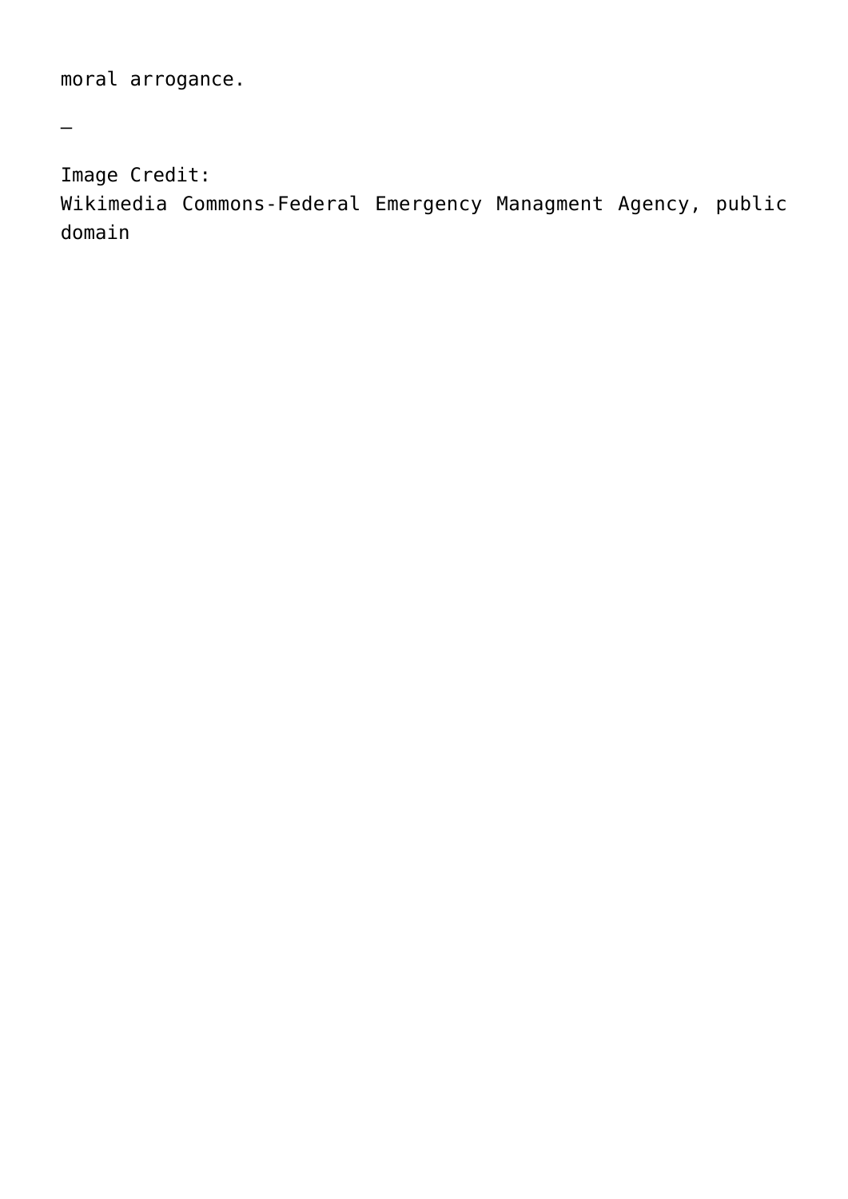moral arrogance.

—

Image Credit:
Wikimedia Commons-Federal Emergency Managment Agency, public domain